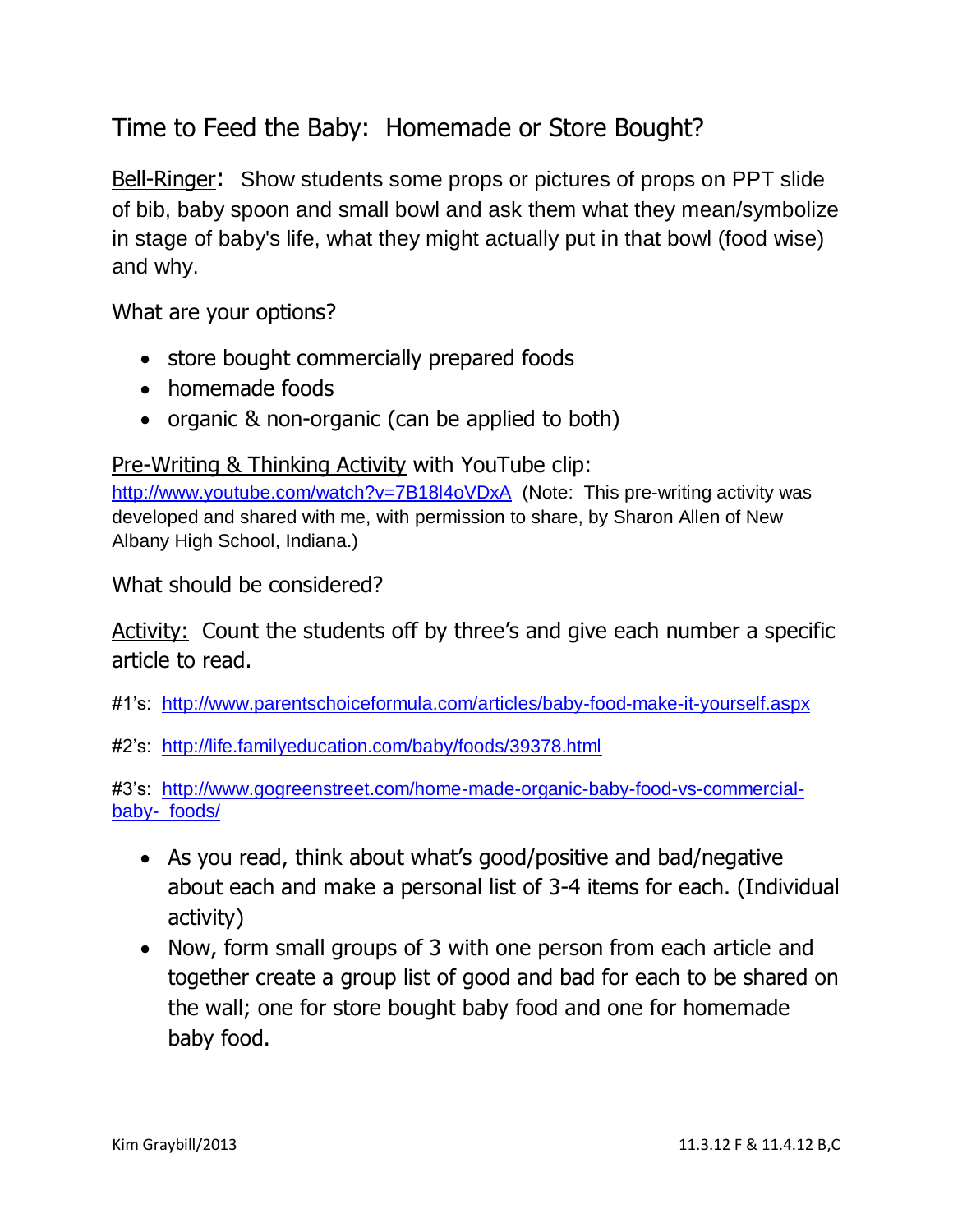# Time to Feed the Baby: Homemade or Store Bought?

Bell-Ringer: Show students some props or pictures of props on PPT slide of bib, baby spoon and small bowl and ask them what they mean/symbolize in stage of baby's life, what they might actually put in that bowl (food wise) and why.

What are your options?

- store bought commercially prepared foods
- homemade foods
- organic & non-organic (can be applied to both)

Pre-Writing & Thinking Activity with YouTube clip:
http://www.youtube.com/watch?v=7B18l4oVDxA (Note: This pre-writing activity was developed and shared with me, with permission to share, by Sharon Allen of New Albany High School, Indiana.)

What should be considered?

Activity: Count the students off by three's and give each number a specific article to read.

#1's: http://www.parentschoiceformula.com/articles/baby-food-make-it-yourself.aspx

#2's: http://life.familyeducation.com/baby/foods/39378.html

#3's: http://www.gogreenstreet.com/home-made-organic-baby-food-vs-commercial-baby- foods/

- As you read, think about what's good/positive and bad/negative about each and make a personal list of 3-4 items for each. (Individual activity)
- Now, form small groups of 3 with one person from each article and together create a group list of good and bad for each to be shared on the wall; one for store bought baby food and one for homemade baby food.

Kim Graybill/2013 11.3.12 F & 11.4.12 B,C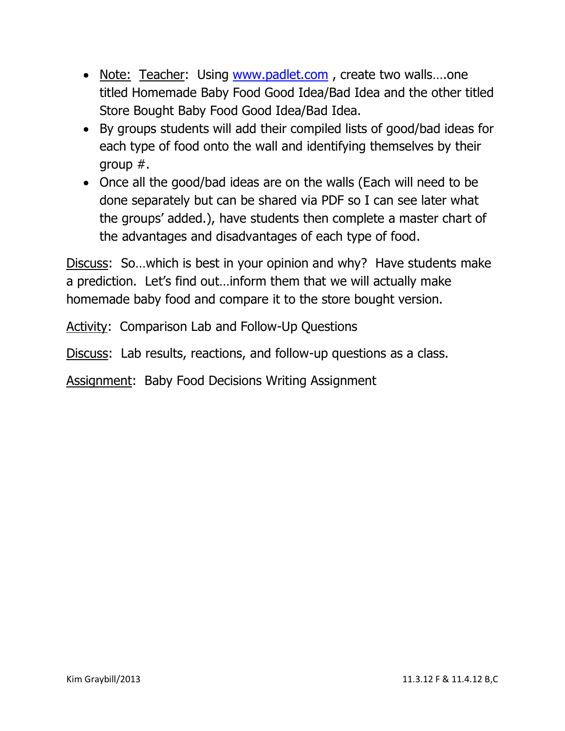- Note: Teacher: Using [www.padlet.com](http://www.padlet.com) , create two walls….one titled Homemade Baby Food Good Idea/Bad Idea and the other titled Store Bought Baby Food Good Idea/Bad Idea.
- By groups students will add their compiled lists of good/bad ideas for each type of food onto the wall and identifying themselves by their group #.
- Once all the good/bad ideas are on the walls (Each will need to be done separately but can be shared via PDF so I can see later what the groups' added.), have students then complete a master chart of the advantages and disadvantages of each type of food.

Discuss: So…which is best in your opinion and why? Have students make a prediction. Let's find out…inform them that we will actually make homemade baby food and compare it to the store bought version.

Activity: Comparison Lab and Follow-Up Questions

Discuss: Lab results, reactions, and follow-up questions as a class.

Assignment: Baby Food Decisions Writing Assignment

Kim Graybill/2013 11.3.12 F & 11.4.12 B,C